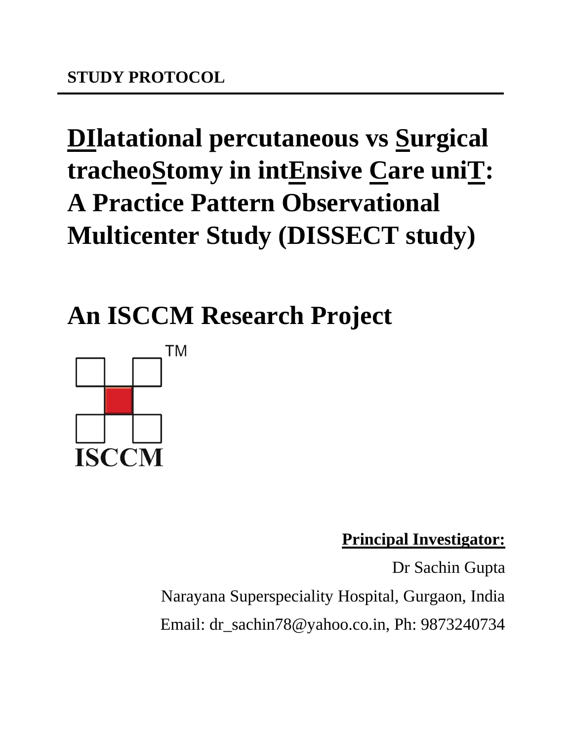**STUDY PROTOCOL**

# DIlatational percutaneous vs Surgical tracheoStomy in intEnsive Care uniT: A Practice Pattern Observational Multicenter Study (DISSECT study)

## An ISCCM Research Project

ISCCM

**Principal Investigator:**

Dr Sachin Gupta

Narayana Superspeciality Hospital, Gurgaon, India

Email: dr_sachin78@yahoo.co.in, Ph: 9873240734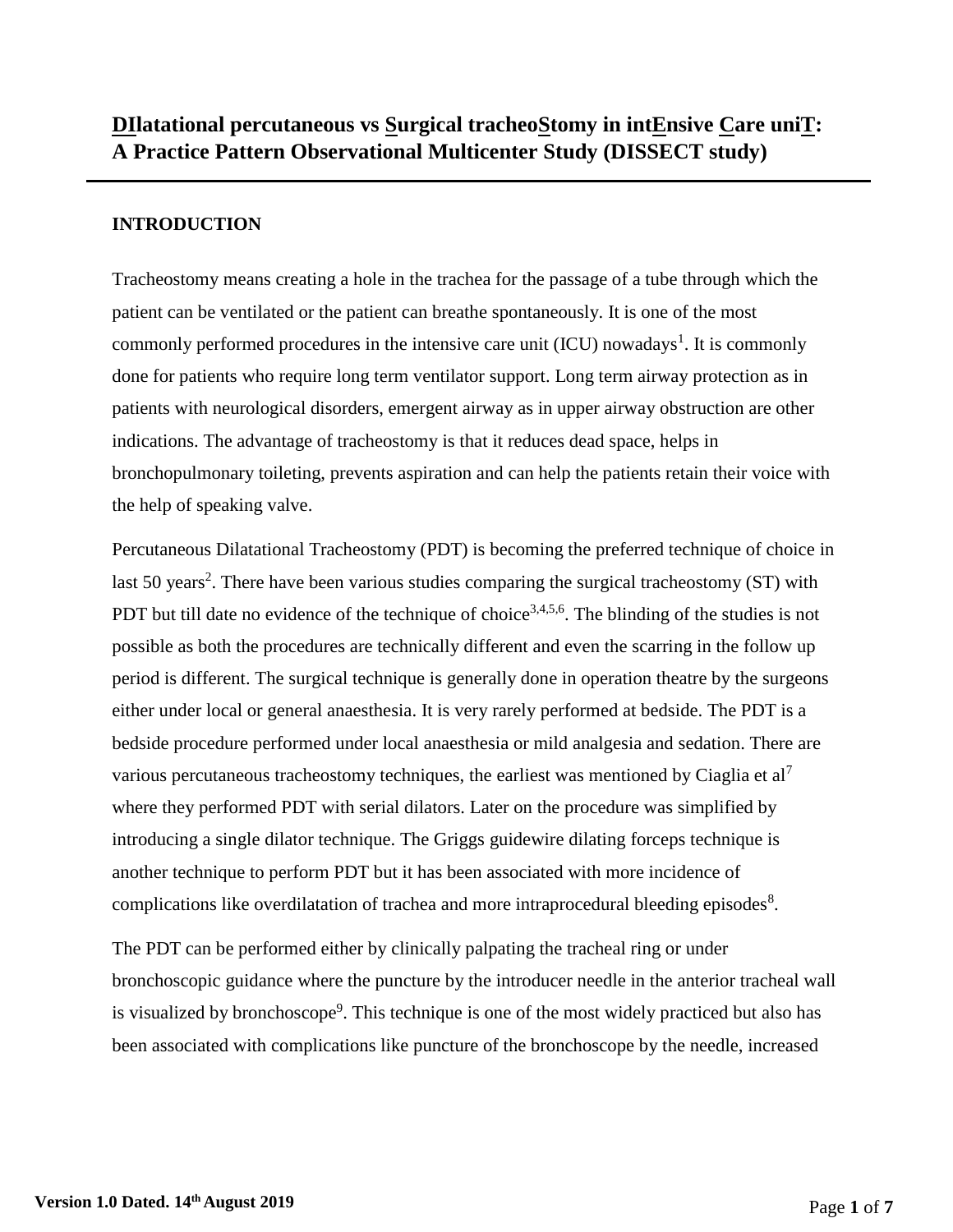# **DI**latational percutaneous vs **S**urgical tracheo**S**tomy in int**E**nsive **C**are uni**T**: A Practice Pattern Observational Multicenter Study (DISSECT study)

## INTRODUCTION

Tracheostomy means creating a hole in the trachea for the passage of a tube through which the patient can be ventilated or the patient can breathe spontaneously. It is one of the most commonly performed procedures in the intensive care unit (ICU) nowadays[1]. It is commonly done for patients who require long term ventilator support. Long term airway protection as in patients with neurological disorders, emergent airway as in upper airway obstruction are other indications. The advantage of tracheostomy is that it reduces dead space, helps in bronchopulmonary toileting, prevents aspiration and can help the patients retain their voice with the help of speaking valve.

Percutaneous Dilatational Tracheostomy (PDT) is becoming the preferred technique of choice in last 50 years[2]. There have been various studies comparing the surgical tracheostomy (ST) with PDT but till date no evidence of the technique of choice[3,4,5,6]. The blinding of the studies is not possible as both the procedures are technically different and even the scarring in the follow up period is different. The surgical technique is generally done in operation theatre by the surgeons either under local or general anaesthesia. It is very rarely performed at bedside. The PDT is a bedside procedure performed under local anaesthesia or mild analgesia and sedation. There are various percutaneous tracheostomy techniques, the earliest was mentioned by Ciaglia et al[7] where they performed PDT with serial dilators. Later on the procedure was simplified by introducing a single dilator technique. The Griggs guidewire dilating forceps technique is another technique to perform PDT but it has been associated with more incidence of complications like overdilatation of trachea and more intraprocedural bleeding episodes[8].

The PDT can be performed either by clinically palpating the tracheal ring or under bronchoscopic guidance where the puncture by the introducer needle in the anterior tracheal wall is visualized by bronchoscope[9]. This technique is one of the most widely practiced but also has been associated with complications like puncture of the bronchoscope by the needle, increased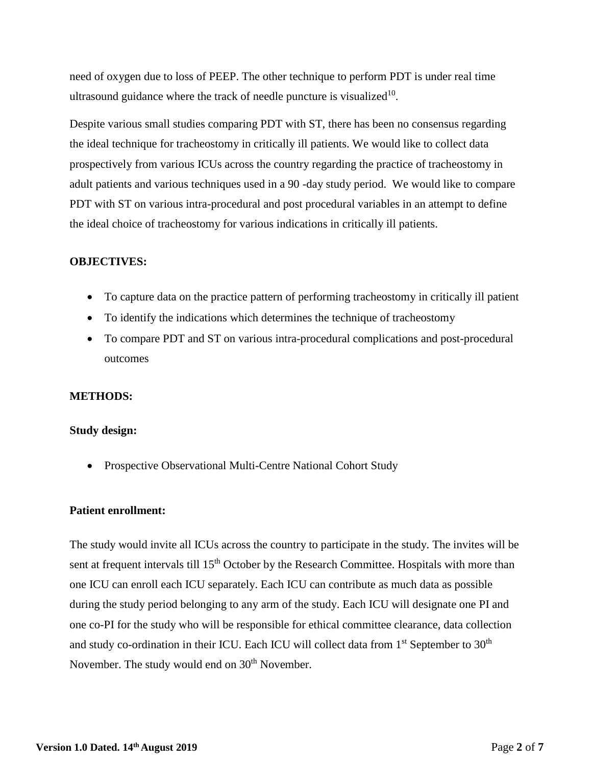need of oxygen due to loss of PEEP. The other technique to perform PDT is under real time ultrasound guidance where the track of needle puncture is visualized[10].

Despite various small studies comparing PDT with ST, there has been no consensus regarding the ideal technique for tracheostomy in critically ill patients. We would like to collect data prospectively from various ICUs across the country regarding the practice of tracheostomy in adult patients and various techniques used in a 90 -day study period. We would like to compare PDT with ST on various intra-procedural and post procedural variables in an attempt to define the ideal choice of tracheostomy for various indications in critically ill patients.

**OBJECTIVES:**

- To capture data on the practice pattern of performing tracheostomy in critically ill patient
- To identify the indications which determines the technique of tracheostomy
- To compare PDT and ST on various intra-procedural complications and post-procedural outcomes

**METHODS:**

**Study design:**

- Prospective Observational Multi-Centre National Cohort Study

**Patient enrollment:**

The study would invite all ICUs across the country to participate in the study. The invites will be sent at frequent intervals till 15th October by the Research Committee. Hospitals with more than one ICU can enroll each ICU separately. Each ICU can contribute as much data as possible during the study period belonging to any arm of the study. Each ICU will designate one PI and one co-PI for the study who will be responsible for ethical committee clearance, data collection and study co-ordination in their ICU. Each ICU will collect data from 1st September to 30th November. The study would end on 30th November.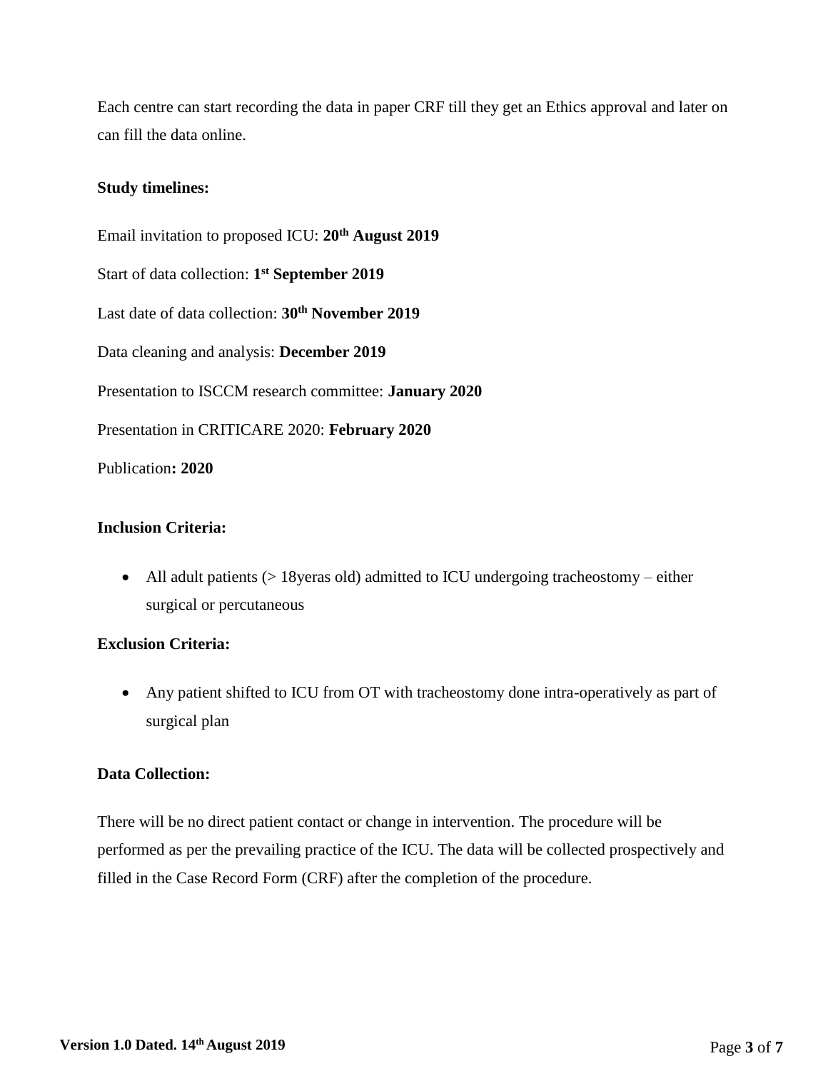Each centre can start recording the data in paper CRF till they get an Ethics approval and later on can fill the data online.

**Study timelines:**

Email invitation to proposed ICU: **20th August 2019**

Start of data collection: **1st September 2019**

Last date of data collection: **30th November 2019**

Data cleaning and analysis: **December 2019**

Presentation to ISCCM research committee: **January 2020**

Presentation in CRITICARE 2020: **February 2020**

Publication**: 2020**

**Inclusion Criteria:**

- All adult patients (> 18yeras old) admitted to ICU undergoing tracheostomy – either surgical or percutaneous

**Exclusion Criteria:**

- Any patient shifted to ICU from OT with tracheostomy done intra-operatively as part of surgical plan

**Data Collection:**

There will be no direct patient contact or change in intervention. The procedure will be performed as per the prevailing practice of the ICU. The data will be collected prospectively and filled in the Case Record Form (CRF) after the completion of the procedure.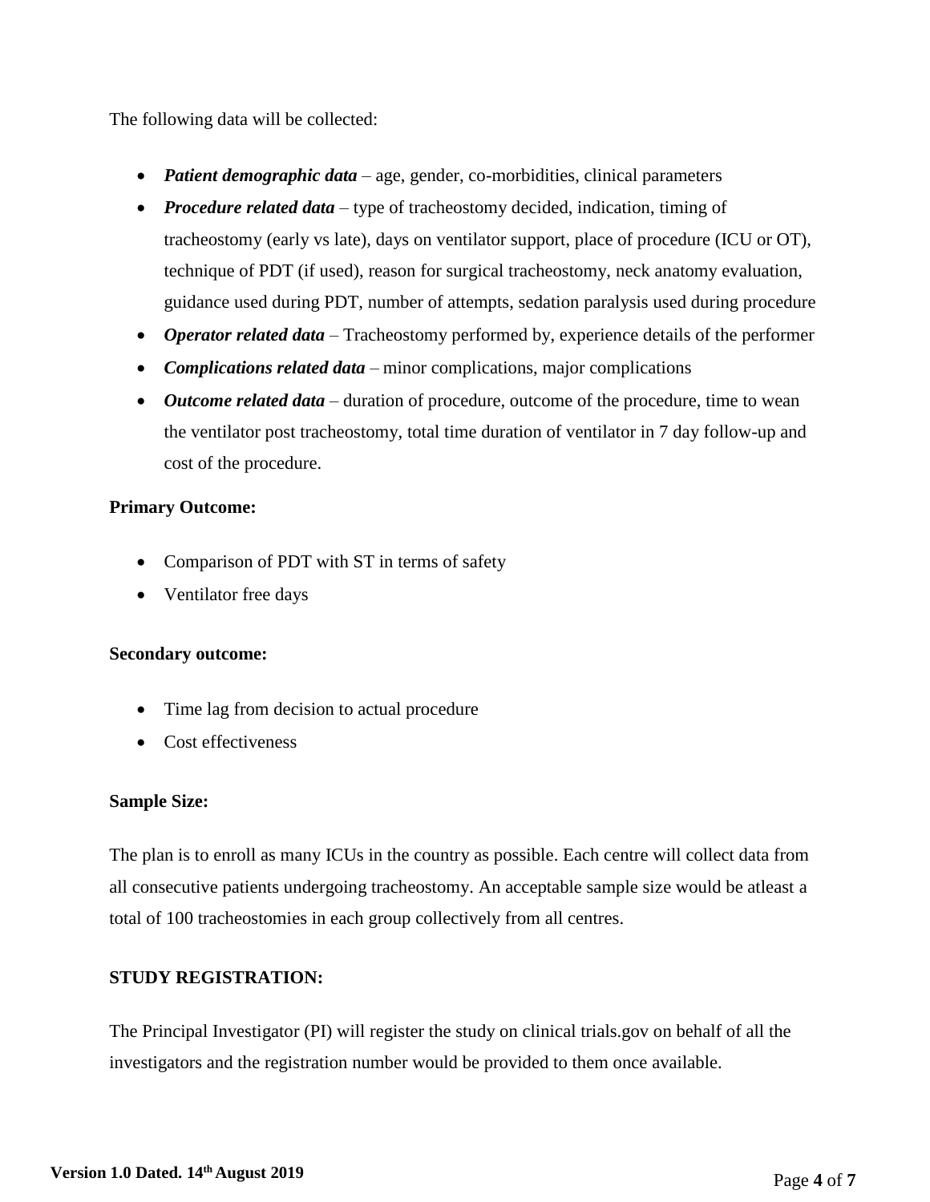The following data will be collected:

- ***Patient demographic data*** – age, gender, co-morbidities, clinical parameters
- ***Procedure related data*** – type of tracheostomy decided, indication, timing of tracheostomy (early vs late), days on ventilator support, place of procedure (ICU or OT), technique of PDT (if used), reason for surgical tracheostomy, neck anatomy evaluation, guidance used during PDT, number of attempts, sedation paralysis used during procedure
- ***Operator related data*** – Tracheostomy performed by, experience details of the performer
- ***Complications related data*** – minor complications, major complications
- ***Outcome related data*** – duration of procedure, outcome of the procedure, time to wean the ventilator post tracheostomy, total time duration of ventilator in 7 day follow-up and cost of the procedure.

**Primary Outcome:**

- Comparison of PDT with ST in terms of safety
- Ventilator free days

**Secondary outcome:**

- Time lag from decision to actual procedure
- Cost effectiveness

**Sample Size:**

The plan is to enroll as many ICUs in the country as possible. Each centre will collect data from all consecutive patients undergoing tracheostomy. An acceptable sample size would be atleast a total of 100 tracheostomies in each group collectively from all centres.

**STUDY REGISTRATION:**

The Principal Investigator (PI) will register the study on clinical trials.gov on behalf of all the investigators and the registration number would be provided to them once available.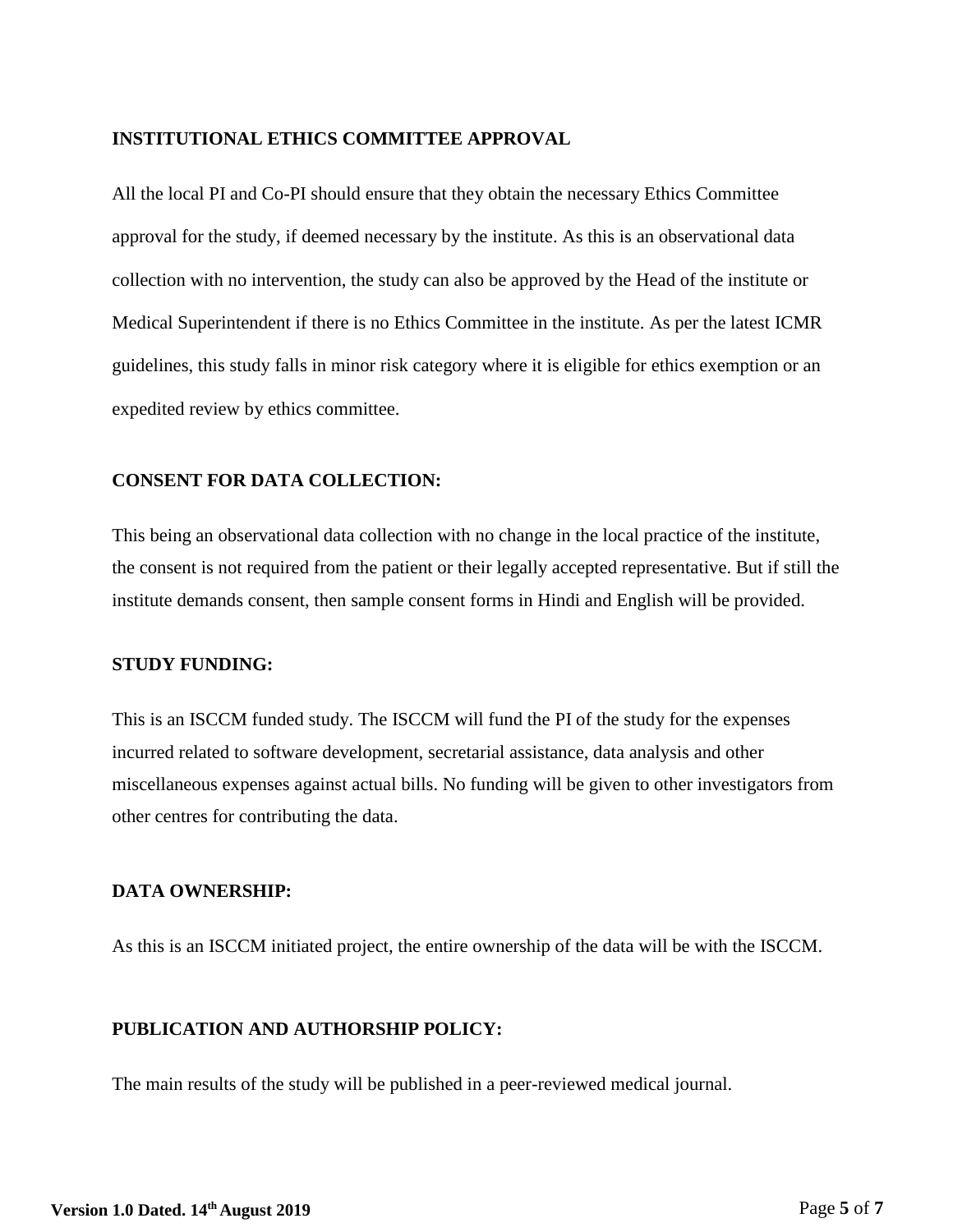**INSTITUTIONAL ETHICS COMMITTEE APPROVAL**

All the local PI and Co-PI should ensure that they obtain the necessary Ethics Committee approval for the study, if deemed necessary by the institute. As this is an observational data collection with no intervention, the study can also be approved by the Head of the institute or Medical Superintendent if there is no Ethics Committee in the institute. As per the latest ICMR guidelines, this study falls in minor risk category where it is eligible for ethics exemption or an expedited review by ethics committee.

**CONSENT FOR DATA COLLECTION:**

This being an observational data collection with no change in the local practice of the institute, the consent is not required from the patient or their legally accepted representative. But if still the institute demands consent, then sample consent forms in Hindi and English will be provided.

**STUDY FUNDING:**

This is an ISCCM funded study. The ISCCM will fund the PI of the study for the expenses incurred related to software development, secretarial assistance, data analysis and other miscellaneous expenses against actual bills. No funding will be given to other investigators from other centres for contributing the data.

**DATA OWNERSHIP:**

As this is an ISCCM initiated project, the entire ownership of the data will be with the ISCCM.

**PUBLICATION AND AUTHORSHIP POLICY:**

The main results of the study will be published in a peer-reviewed medical journal.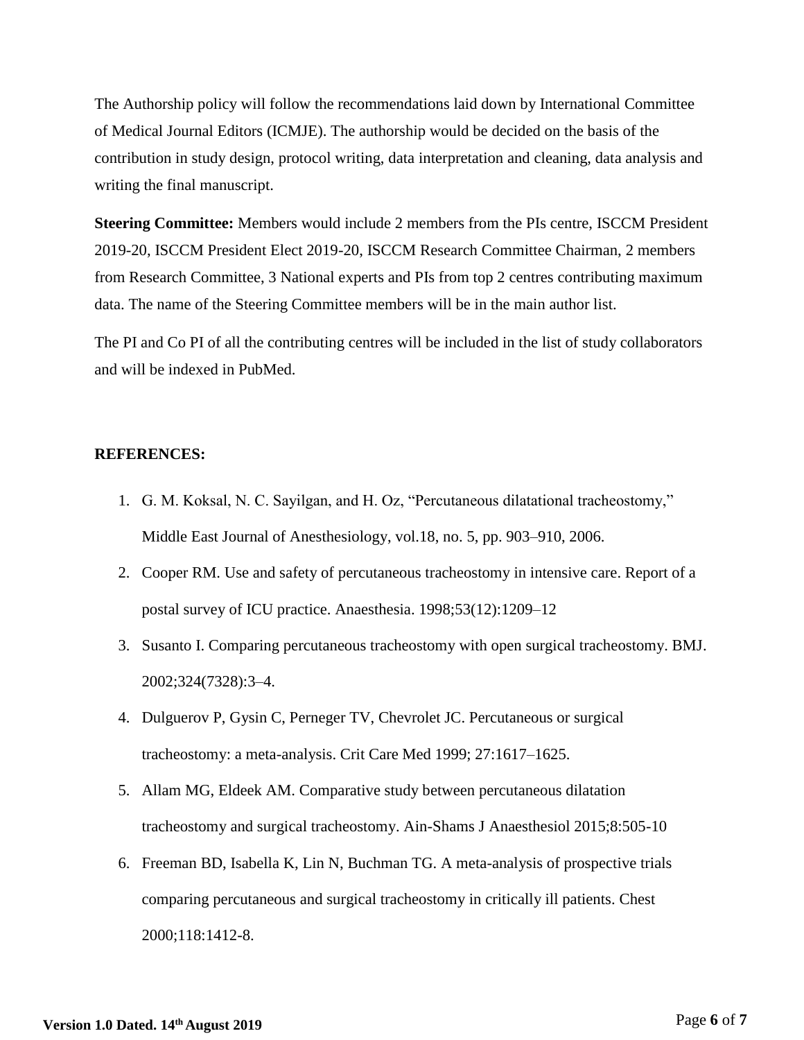The Authorship policy will follow the recommendations laid down by International Committee of Medical Journal Editors (ICMJE). The authorship would be decided on the basis of the contribution in study design, protocol writing, data interpretation and cleaning, data analysis and writing the final manuscript.

**Steering Committee:** Members would include 2 members from the PIs centre, ISCCM President 2019-20, ISCCM President Elect 2019-20, ISCCM Research Committee Chairman, 2 members from Research Committee, 3 National experts and PIs from top 2 centres contributing maximum data. The name of the Steering Committee members will be in the main author list.

The PI and Co PI of all the contributing centres will be included in the list of study collaborators and will be indexed in PubMed.

**REFERENCES:**

1. G. M. Koksal, N. C. Sayilgan, and H. Oz, "Percutaneous dilatational tracheostomy," Middle East Journal of Anesthesiology, vol.18, no. 5, pp. 903–910, 2006.
2. Cooper RM. Use and safety of percutaneous tracheostomy in intensive care. Report of a postal survey of ICU practice. Anaesthesia. 1998;53(12):1209–12
3. Susanto I. Comparing percutaneous tracheostomy with open surgical tracheostomy. BMJ. 2002;324(7328):3–4.
4. Dulguerov P, Gysin C, Perneger TV, Chevrolet JC. Percutaneous or surgical tracheostomy: a meta-analysis. Crit Care Med 1999; 27:1617–1625.
5. Allam MG, Eldeek AM. Comparative study between percutaneous dilatation tracheostomy and surgical tracheostomy. Ain-Shams J Anaesthesiol 2015;8:505-10
6. Freeman BD, Isabella K, Lin N, Buchman TG. A meta-analysis of prospective trials comparing percutaneous and surgical tracheostomy in critically ill patients. Chest 2000;118:1412-8.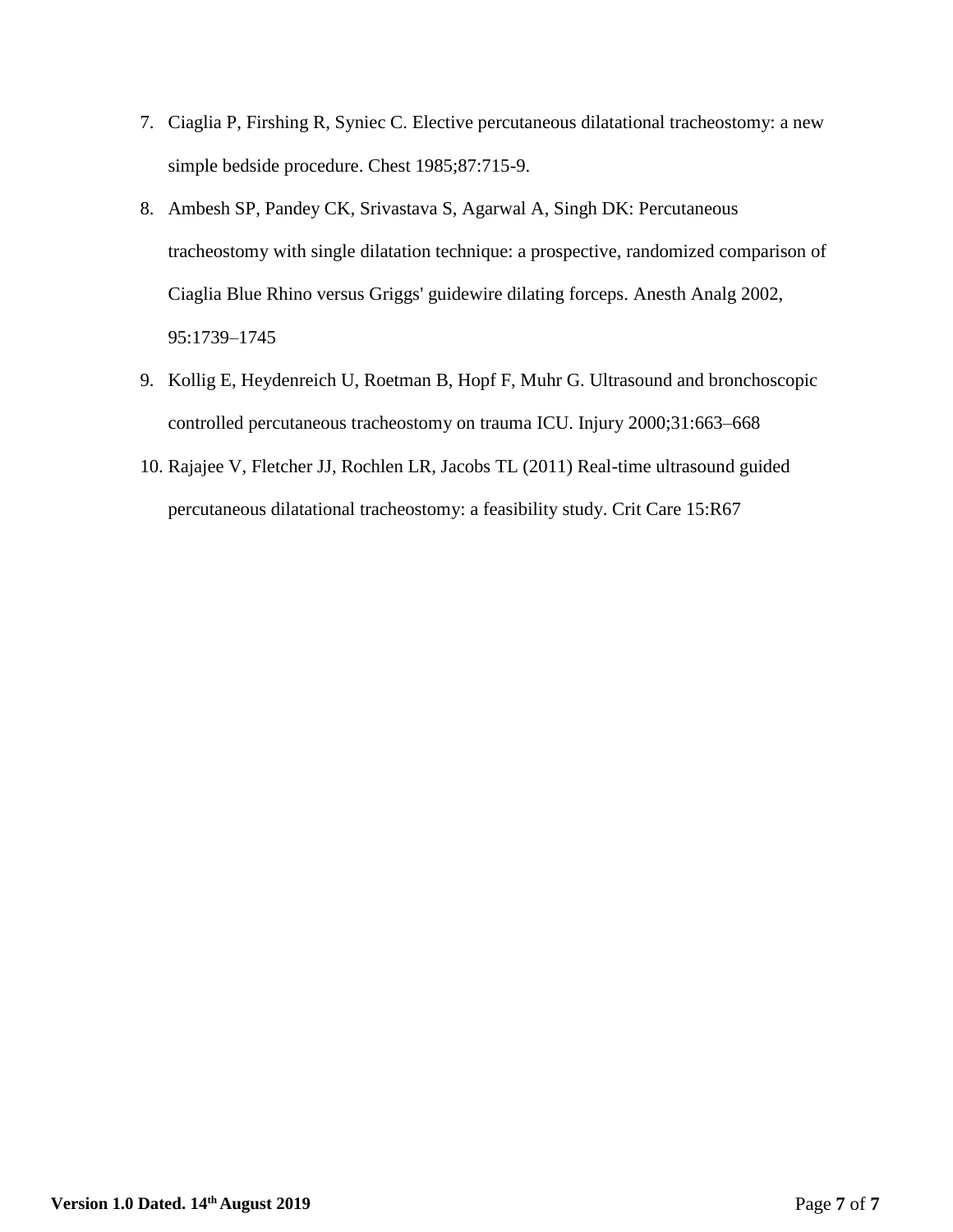7. Ciaglia P, Firshing R, Syniec C. Elective percutaneous dilatational tracheostomy: a new simple bedside procedure. Chest 1985;87:715-9.
8. Ambesh SP, Pandey CK, Srivastava S, Agarwal A, Singh DK: Percutaneous tracheostomy with single dilatation technique: a prospective, randomized comparison of Ciaglia Blue Rhino versus Griggs' guidewire dilating forceps. Anesth Analg 2002, 95:1739–1745
9. Kollig E, Heydenreich U, Roetman B, Hopf F, Muhr G. Ultrasound and bronchoscopic controlled percutaneous tracheostomy on trauma ICU. Injury 2000;31:663–668
10. Rajajee V, Fletcher JJ, Rochlen LR, Jacobs TL (2011) Real-time ultrasound guided percutaneous dilatational tracheostomy: a feasibility study. Crit Care 15:R67